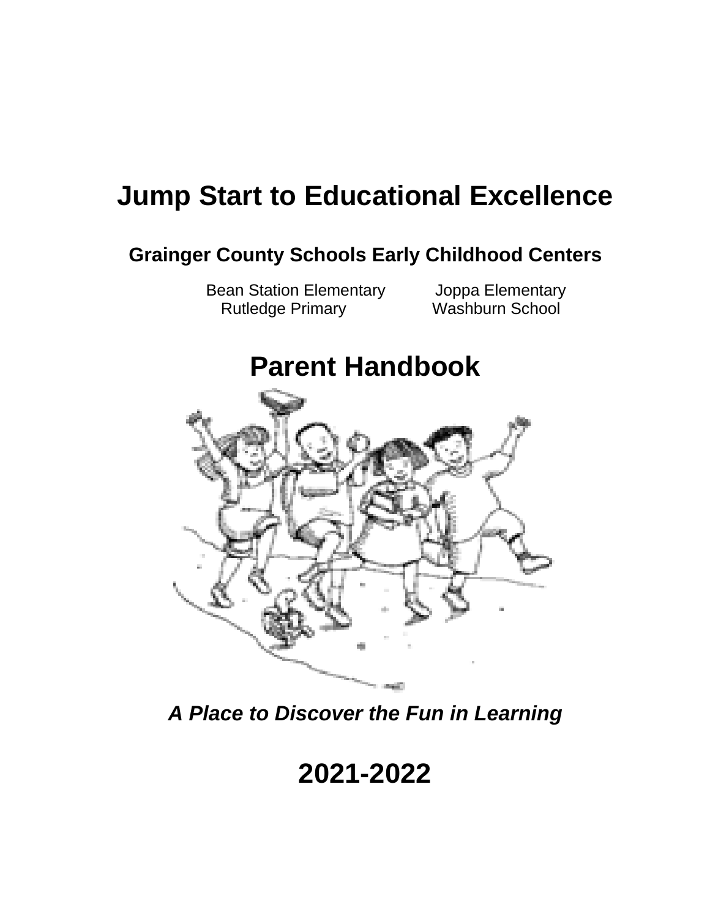# Jump Start to Educational Excellence

## Grainger County Schools Early Childhood Centers

Bean Station Elementary　　Joppa Elementary
Rutledge Primary　　Washburn School

# Parent Handbook

***A Place to Discover the Fun in Learning***

# 2021-2022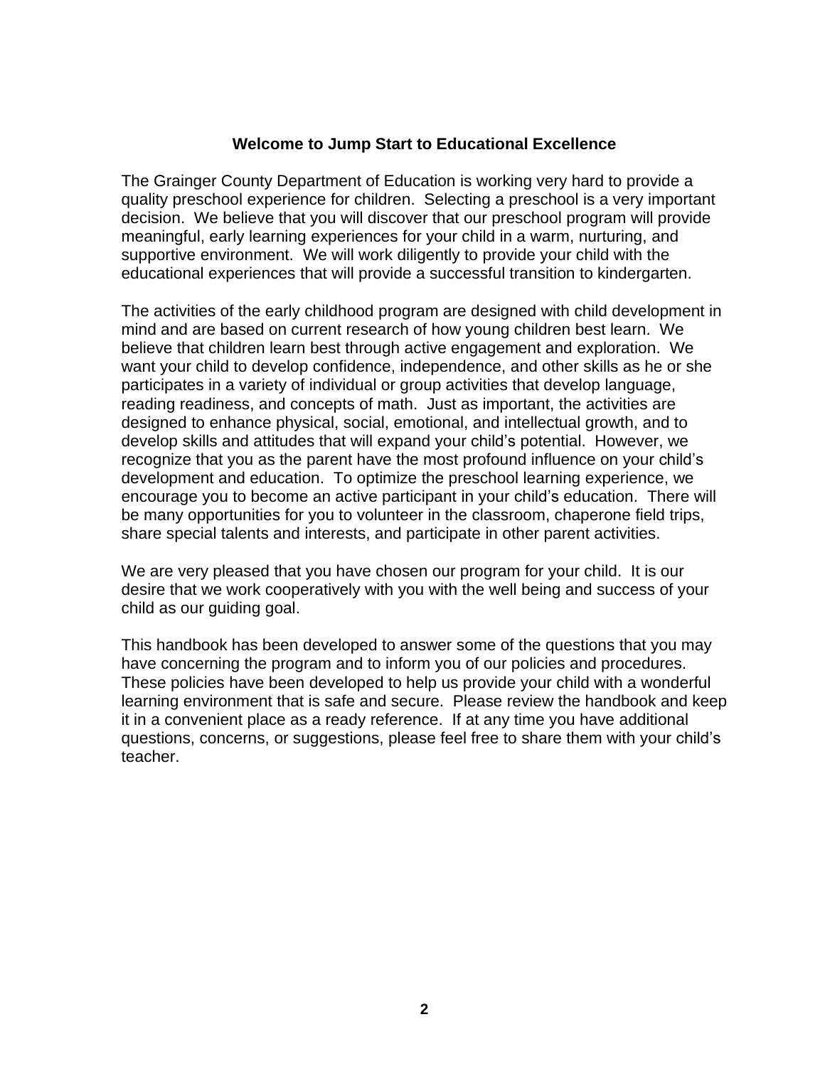## Welcome to Jump Start to Educational Excellence

The Grainger County Department of Education is working very hard to provide a quality preschool experience for children. Selecting a preschool is a very important decision. We believe that you will discover that our preschool program will provide meaningful, early learning experiences for your child in a warm, nurturing, and supportive environment. We will work diligently to provide your child with the educational experiences that will provide a successful transition to kindergarten.

The activities of the early childhood program are designed with child development in mind and are based on current research of how young children best learn. We believe that children learn best through active engagement and exploration. We want your child to develop confidence, independence, and other skills as he or she participates in a variety of individual or group activities that develop language, reading readiness, and concepts of math. Just as important, the activities are designed to enhance physical, social, emotional, and intellectual growth, and to develop skills and attitudes that will expand your child's potential. However, we recognize that you as the parent have the most profound influence on your child's development and education. To optimize the preschool learning experience, we encourage you to become an active participant in your child's education. There will be many opportunities for you to volunteer in the classroom, chaperone field trips, share special talents and interests, and participate in other parent activities.

We are very pleased that you have chosen our program for your child. It is our desire that we work cooperatively with you with the well being and success of your child as our guiding goal.

This handbook has been developed to answer some of the questions that you may have concerning the program and to inform you of our policies and procedures. These policies have been developed to help us provide your child with a wonderful learning environment that is safe and secure. Please review the handbook and keep it in a convenient place as a ready reference. If at any time you have additional questions, concerns, or suggestions, please feel free to share them with your child's teacher.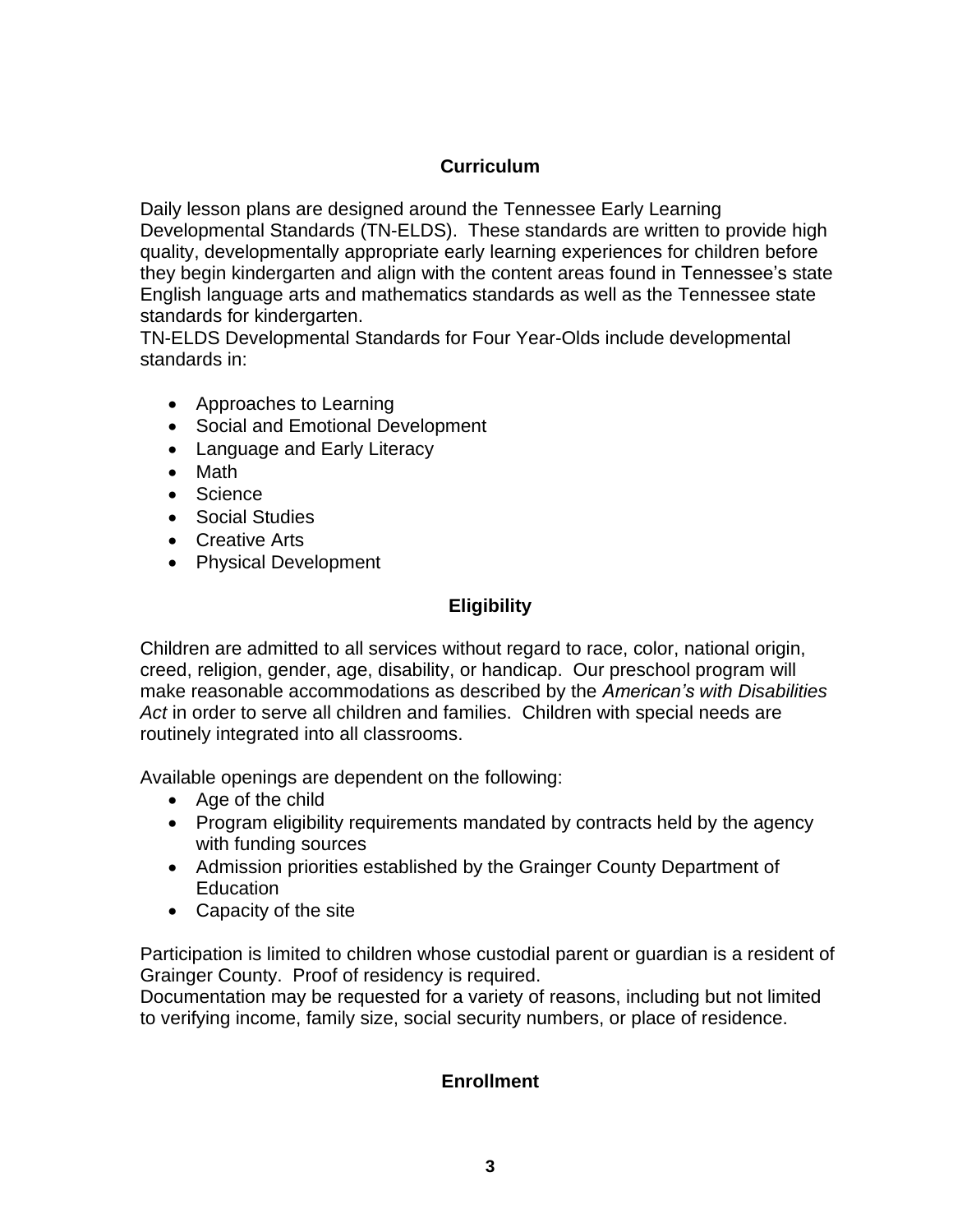## Curriculum

Daily lesson plans are designed around the Tennessee Early Learning Developmental Standards (TN-ELDS). These standards are written to provide high quality, developmentally appropriate early learning experiences for children before they begin kindergarten and align with the content areas found in Tennessee's state English language arts and mathematics standards as well as the Tennessee state standards for kindergarten.

TN-ELDS Developmental Standards for Four Year-Olds include developmental standards in:

- Approaches to Learning
- Social and Emotional Development
- Language and Early Literacy
- Math
- Science
- Social Studies
- Creative Arts
- Physical Development

## Eligibility

Children are admitted to all services without regard to race, color, national origin, creed, religion, gender, age, disability, or handicap. Our preschool program will make reasonable accommodations as described by the *American's with Disabilities Act* in order to serve all children and families. Children with special needs are routinely integrated into all classrooms.

Available openings are dependent on the following:

- Age of the child
- Program eligibility requirements mandated by contracts held by the agency with funding sources
- Admission priorities established by the Grainger County Department of Education
- Capacity of the site

Participation is limited to children whose custodial parent or guardian is a resident of Grainger County. Proof of residency is required.

Documentation may be requested for a variety of reasons, including but not limited to verifying income, family size, social security numbers, or place of residence.

## Enrollment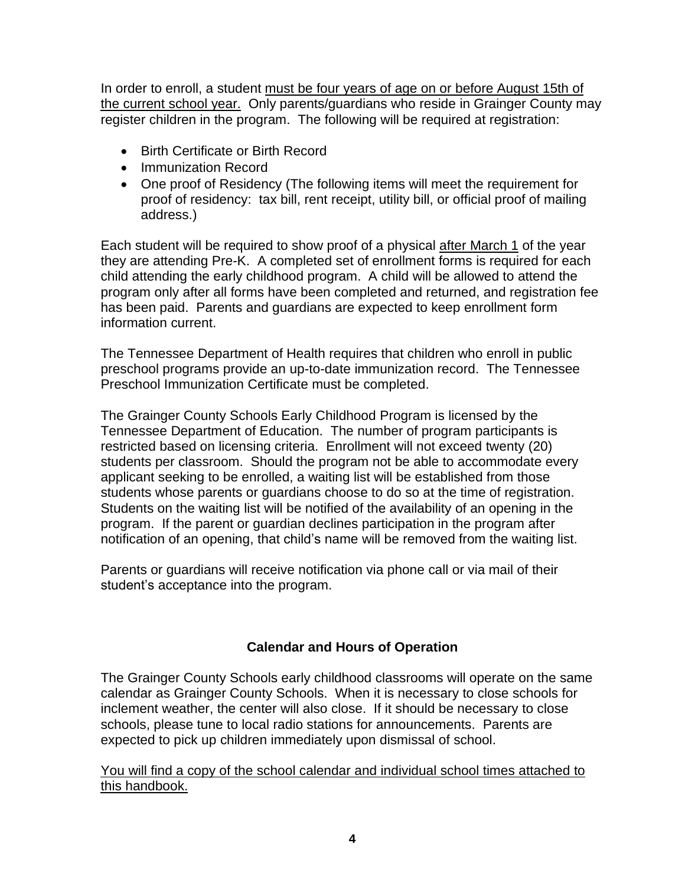In order to enroll, a student must be four years of age on or before August 15th of the current school year. Only parents/guardians who reside in Grainger County may register children in the program. The following will be required at registration:

- Birth Certificate or Birth Record
- Immunization Record
- One proof of Residency (The following items will meet the requirement for proof of residency: tax bill, rent receipt, utility bill, or official proof of mailing address.)

Each student will be required to show proof of a physical after March 1 of the year they are attending Pre-K. A completed set of enrollment forms is required for each child attending the early childhood program. A child will be allowed to attend the program only after all forms have been completed and returned, and registration fee has been paid. Parents and guardians are expected to keep enrollment form information current.

The Tennessee Department of Health requires that children who enroll in public preschool programs provide an up-to-date immunization record. The Tennessee Preschool Immunization Certificate must be completed.

The Grainger County Schools Early Childhood Program is licensed by the Tennessee Department of Education. The number of program participants is restricted based on licensing criteria. Enrollment will not exceed twenty (20) students per classroom. Should the program not be able to accommodate every applicant seeking to be enrolled, a waiting list will be established from those students whose parents or guardians choose to do so at the time of registration. Students on the waiting list will be notified of the availability of an opening in the program. If the parent or guardian declines participation in the program after notification of an opening, that child's name will be removed from the waiting list.

Parents or guardians will receive notification via phone call or via mail of their student's acceptance into the program.

## Calendar and Hours of Operation

The Grainger County Schools early childhood classrooms will operate on the same calendar as Grainger County Schools. When it is necessary to close schools for inclement weather, the center will also close. If it should be necessary to close schools, please tune to local radio stations for announcements. Parents are expected to pick up children immediately upon dismissal of school.

You will find a copy of the school calendar and individual school times attached to this handbook.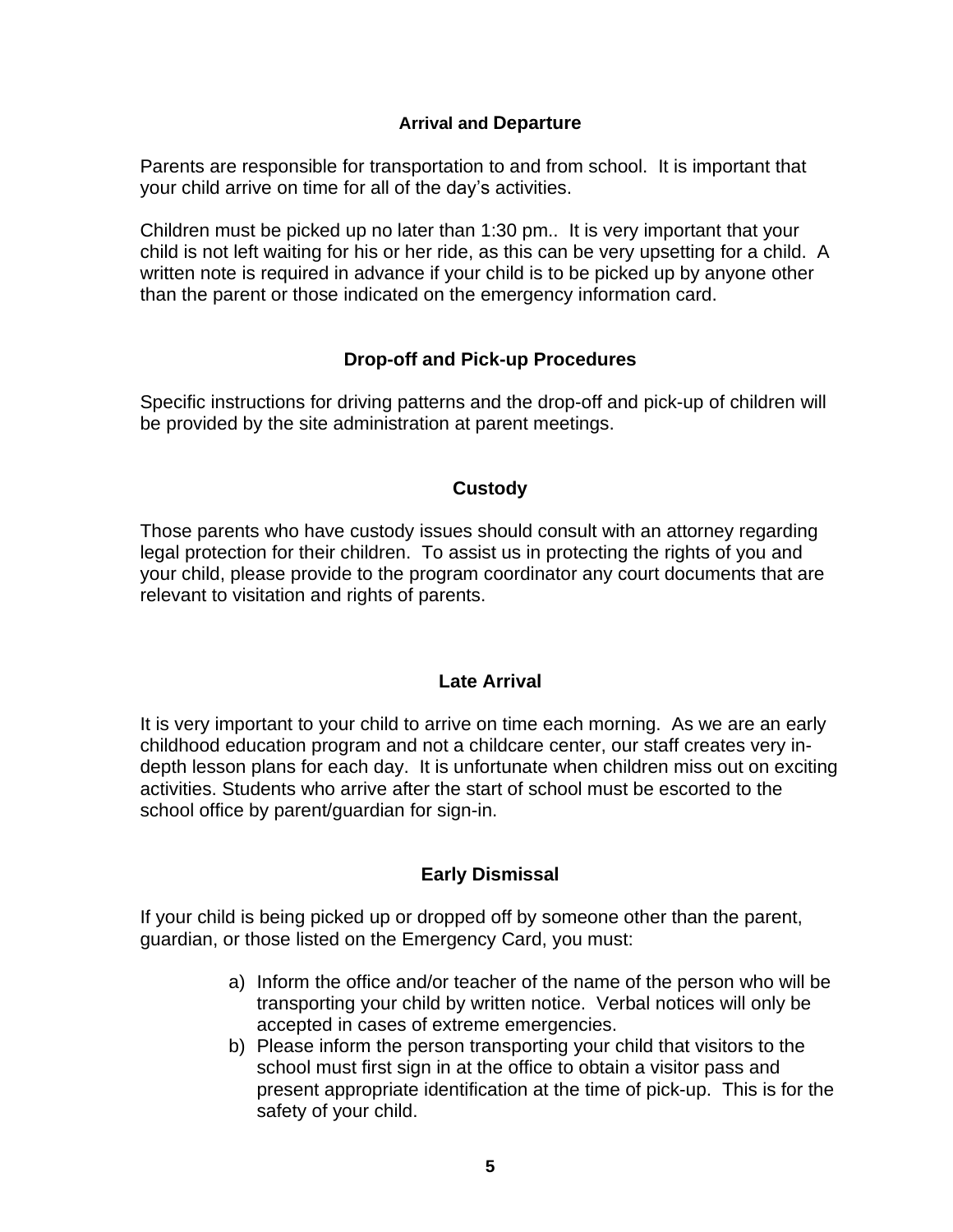## Arrival and Departure

Parents are responsible for transportation to and from school. It is important that your child arrive on time for all of the day's activities.

Children must be picked up no later than 1:30 pm.. It is very important that your child is not left waiting for his or her ride, as this can be very upsetting for a child. A written note is required in advance if your child is to be picked up by anyone other than the parent or those indicated on the emergency information card.

## Drop-off and Pick-up Procedures

Specific instructions for driving patterns and the drop-off and pick-up of children will be provided by the site administration at parent meetings.

## Custody

Those parents who have custody issues should consult with an attorney regarding legal protection for their children. To assist us in protecting the rights of you and your child, please provide to the program coordinator any court documents that are relevant to visitation and rights of parents.

## Late Arrival

It is very important to your child to arrive on time each morning. As we are an early childhood education program and not a childcare center, our staff creates very in-depth lesson plans for each day. It is unfortunate when children miss out on exciting activities. Students who arrive after the start of school must be escorted to the school office by parent/guardian for sign-in.

## Early Dismissal

If your child is being picked up or dropped off by someone other than the parent, guardian, or those listed on the Emergency Card, you must:

a) Inform the office and/or teacher of the name of the person who will be transporting your child by written notice. Verbal notices will only be accepted in cases of extreme emergencies.
b) Please inform the person transporting your child that visitors to the school must first sign in at the office to obtain a visitor pass and present appropriate identification at the time of pick-up. This is for the safety of your child.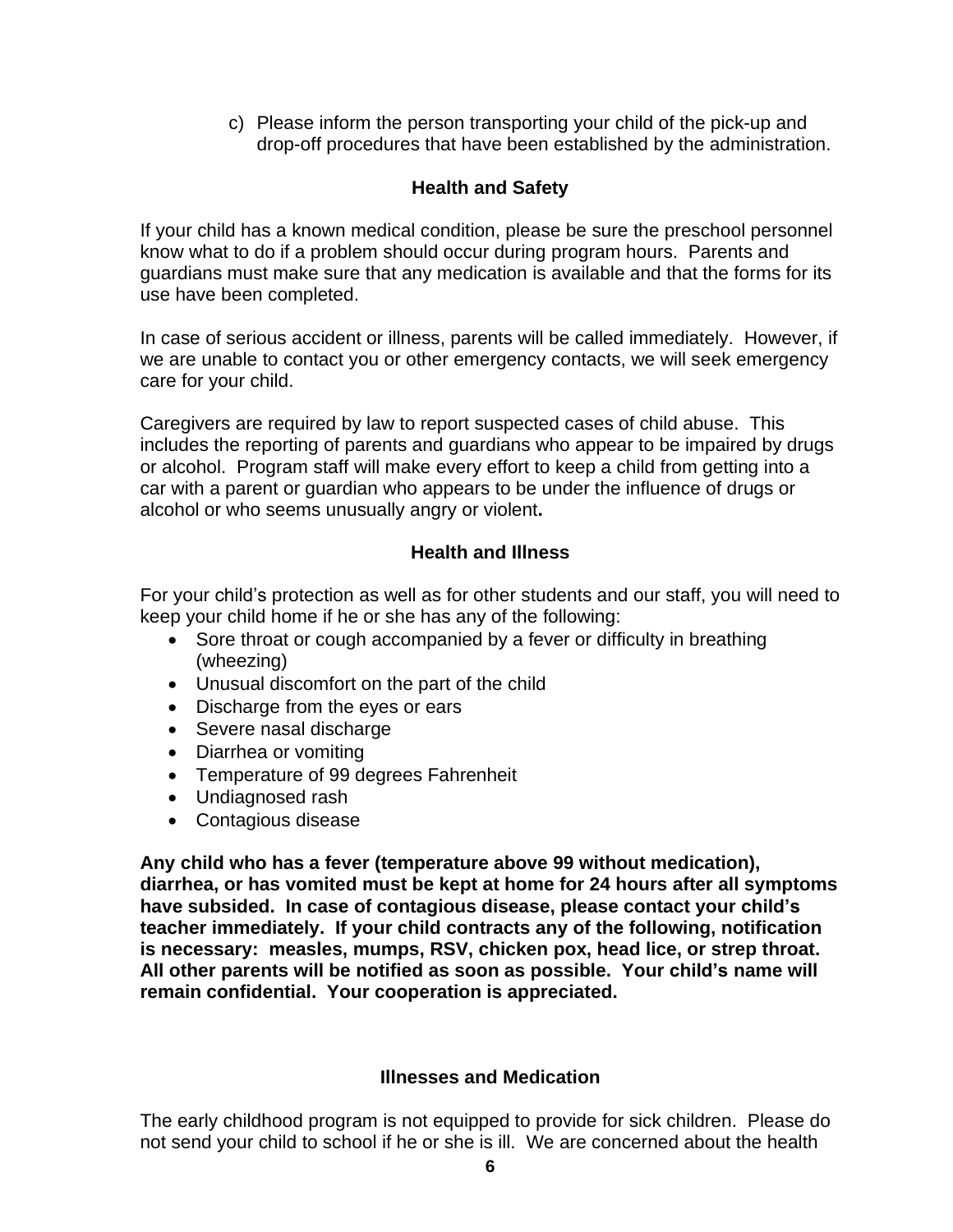c) Please inform the person transporting your child of the pick-up and drop-off procedures that have been established by the administration.

## Health and Safety

If your child has a known medical condition, please be sure the preschool personnel know what to do if a problem should occur during program hours. Parents and guardians must make sure that any medication is available and that the forms for its use have been completed.

In case of serious accident or illness, parents will be called immediately. However, if we are unable to contact you or other emergency contacts, we will seek emergency care for your child.

Caregivers are required by law to report suspected cases of child abuse. This includes the reporting of parents and guardians who appear to be impaired by drugs or alcohol. Program staff will make every effort to keep a child from getting into a car with a parent or guardian who appears to be under the influence of drugs or alcohol or who seems unusually angry or violent**.**

## Health and Illness

For your child's protection as well as for other students and our staff, you will need to keep your child home if he or she has any of the following:

- Sore throat or cough accompanied by a fever or difficulty in breathing (wheezing)
- Unusual discomfort on the part of the child
- Discharge from the eyes or ears
- Severe nasal discharge
- Diarrhea or vomiting
- Temperature of 99 degrees Fahrenheit
- Undiagnosed rash
- Contagious disease

**Any child who has a fever (temperature above 99 without medication), diarrhea, or has vomited must be kept at home for 24 hours after all symptoms have subsided. In case of contagious disease, please contact your child's teacher immediately. If your child contracts any of the following, notification is necessary: measles, mumps, RSV, chicken pox, head lice, or strep throat. All other parents will be notified as soon as possible. Your child's name will remain confidential. Your cooperation is appreciated.**

## Illnesses and Medication

The early childhood program is not equipped to provide for sick children. Please do not send your child to school if he or she is ill. We are concerned about the health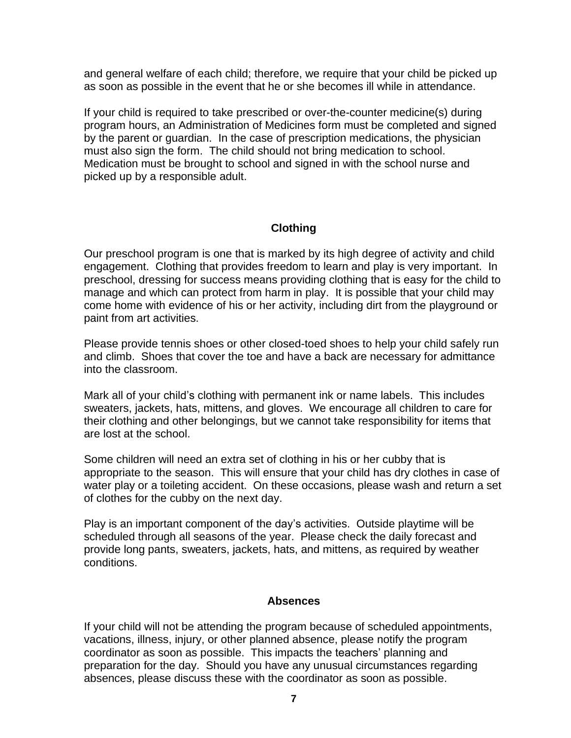and general welfare of each child; therefore, we require that your child be picked up as soon as possible in the event that he or she becomes ill while in attendance.

If your child is required to take prescribed or over-the-counter medicine(s) during program hours, an Administration of Medicines form must be completed and signed by the parent or guardian. In the case of prescription medications, the physician must also sign the form. The child should not bring medication to school. Medication must be brought to school and signed in with the school nurse and picked up by a responsible adult.

## Clothing

Our preschool program is one that is marked by its high degree of activity and child engagement. Clothing that provides freedom to learn and play is very important. In preschool, dressing for success means providing clothing that is easy for the child to manage and which can protect from harm in play. It is possible that your child may come home with evidence of his or her activity, including dirt from the playground or paint from art activities.

Please provide tennis shoes or other closed-toed shoes to help your child safely run and climb. Shoes that cover the toe and have a back are necessary for admittance into the classroom.

Mark all of your child's clothing with permanent ink or name labels. This includes sweaters, jackets, hats, mittens, and gloves. We encourage all children to care for their clothing and other belongings, but we cannot take responsibility for items that are lost at the school.

Some children will need an extra set of clothing in his or her cubby that is appropriate to the season. This will ensure that your child has dry clothes in case of water play or a toileting accident. On these occasions, please wash and return a set of clothes for the cubby on the next day.

Play is an important component of the day's activities. Outside playtime will be scheduled through all seasons of the year. Please check the daily forecast and provide long pants, sweaters, jackets, hats, and mittens, as required by weather conditions.

## Absences

If your child will not be attending the program because of scheduled appointments, vacations, illness, injury, or other planned absence, please notify the program coordinator as soon as possible. This impacts the teachers' planning and preparation for the day. Should you have any unusual circumstances regarding absences, please discuss these with the coordinator as soon as possible.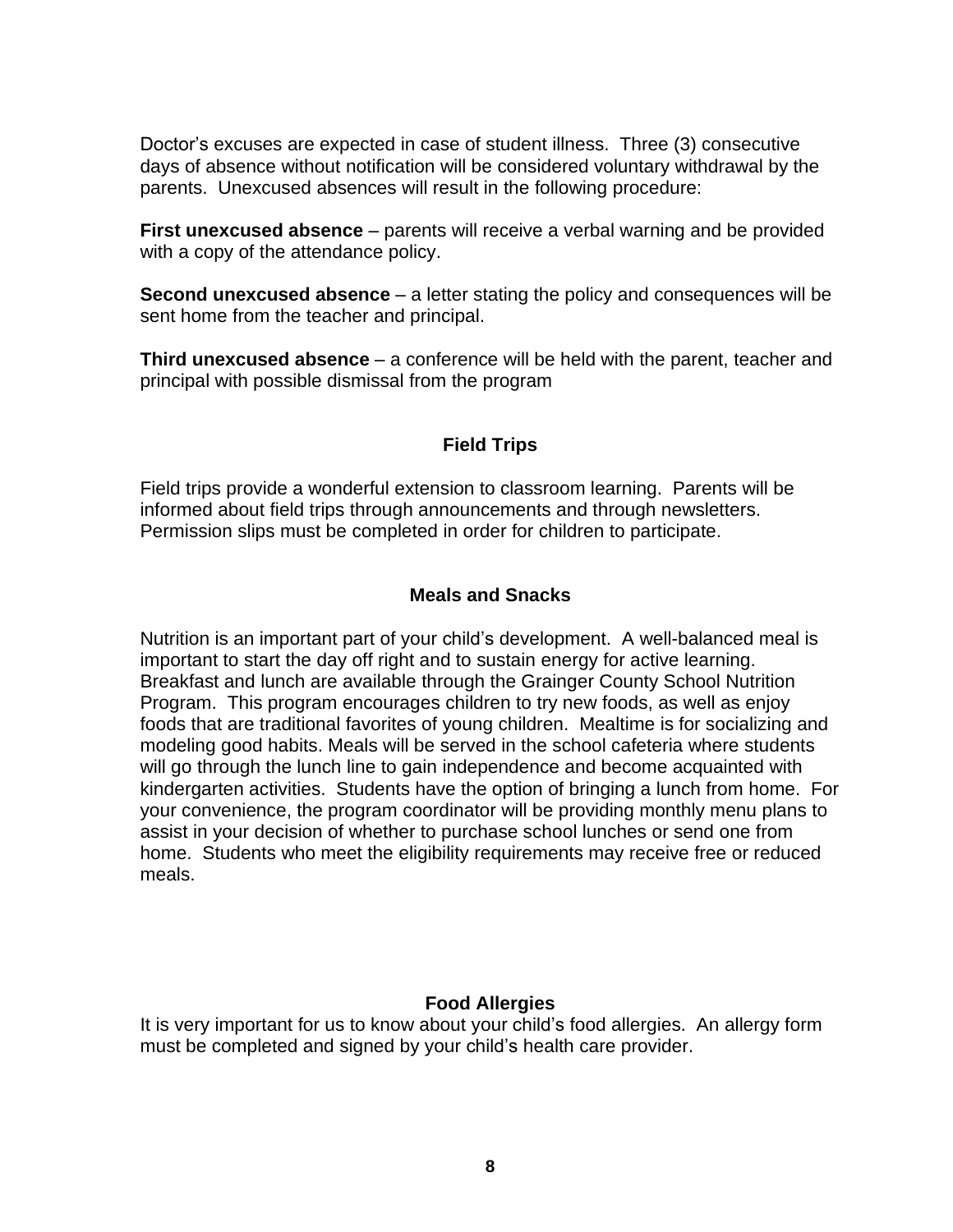Doctor's excuses are expected in case of student illness. Three (3) consecutive days of absence without notification will be considered voluntary withdrawal by the parents. Unexcused absences will result in the following procedure:

**First unexcused absence** – parents will receive a verbal warning and be provided with a copy of the attendance policy.

**Second unexcused absence** – a letter stating the policy and consequences will be sent home from the teacher and principal.

**Third unexcused absence** – a conference will be held with the parent, teacher and principal with possible dismissal from the program

## Field Trips

Field trips provide a wonderful extension to classroom learning. Parents will be informed about field trips through announcements and through newsletters. Permission slips must be completed in order for children to participate.

## Meals and Snacks

Nutrition is an important part of your child's development. A well-balanced meal is important to start the day off right and to sustain energy for active learning. Breakfast and lunch are available through the Grainger County School Nutrition Program. This program encourages children to try new foods, as well as enjoy foods that are traditional favorites of young children. Mealtime is for socializing and modeling good habits. Meals will be served in the school cafeteria where students will go through the lunch line to gain independence and become acquainted with kindergarten activities. Students have the option of bringing a lunch from home. For your convenience, the program coordinator will be providing monthly menu plans to assist in your decision of whether to purchase school lunches or send one from home. Students who meet the eligibility requirements may receive free or reduced meals.

## Food Allergies

It is very important for us to know about your child's food allergies. An allergy form must be completed and signed by your child's health care provider.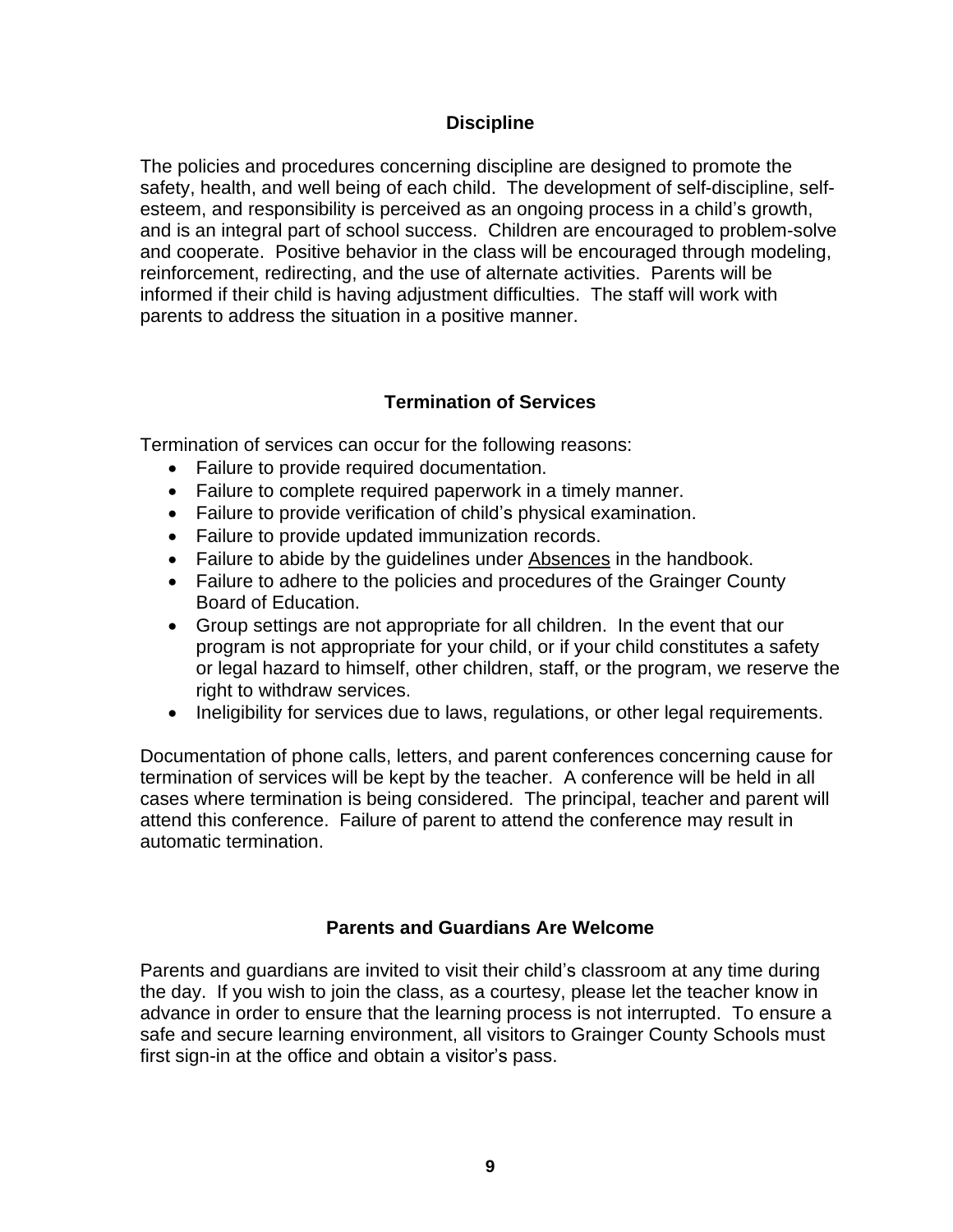## Discipline

The policies and procedures concerning discipline are designed to promote the safety, health, and well being of each child. The development of self-discipline, self-esteem, and responsibility is perceived as an ongoing process in a child's growth, and is an integral part of school success. Children are encouraged to problem-solve and cooperate. Positive behavior in the class will be encouraged through modeling, reinforcement, redirecting, and the use of alternate activities. Parents will be informed if their child is having adjustment difficulties. The staff will work with parents to address the situation in a positive manner.

## Termination of Services

Termination of services can occur for the following reasons:

- Failure to provide required documentation.
- Failure to complete required paperwork in a timely manner.
- Failure to provide verification of child's physical examination.
- Failure to provide updated immunization records.
- Failure to abide by the guidelines under <u>Absences</u> in the handbook.
- Failure to adhere to the policies and procedures of the Grainger County Board of Education.
- Group settings are not appropriate for all children. In the event that our program is not appropriate for your child, or if your child constitutes a safety or legal hazard to himself, other children, staff, or the program, we reserve the right to withdraw services.
- Ineligibility for services due to laws, regulations, or other legal requirements.

Documentation of phone calls, letters, and parent conferences concerning cause for termination of services will be kept by the teacher. A conference will be held in all cases where termination is being considered. The principal, teacher and parent will attend this conference. Failure of parent to attend the conference may result in automatic termination.

## Parents and Guardians Are Welcome

Parents and guardians are invited to visit their child's classroom at any time during the day. If you wish to join the class, as a courtesy, please let the teacher know in advance in order to ensure that the learning process is not interrupted. To ensure a safe and secure learning environment, all visitors to Grainger County Schools must first sign-in at the office and obtain a visitor's pass.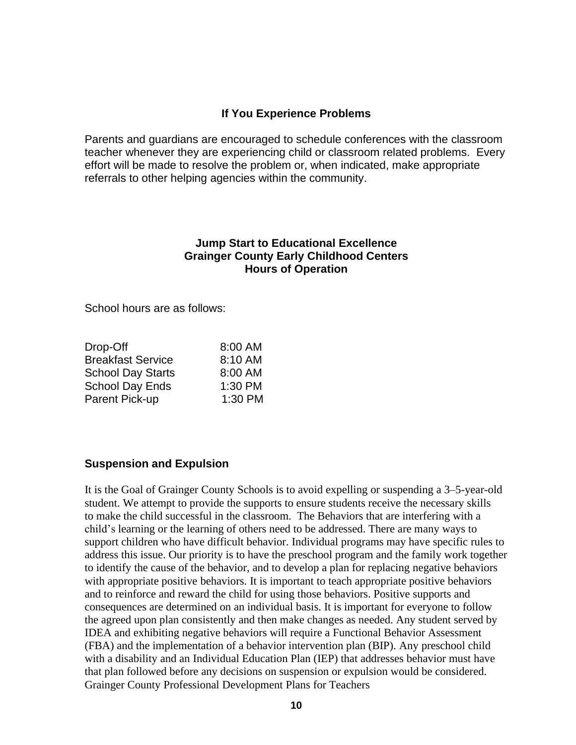## If You Experience Problems

Parents and guardians are encouraged to schedule conferences with the classroom teacher whenever they are experiencing child or classroom related problems. Every effort will be made to resolve the problem or, when indicated, make appropriate referrals to other helping agencies within the community.

## Jump Start to Educational Excellence
## Grainger County Early Childhood Centers
## Hours of Operation

School hours are as follows:

| | |
|---|---|
| Drop-Off | 8:00 AM |
| Breakfast Service | 8:10 AM |
| School Day Starts | 8:00 AM |
| School Day Ends | 1:30 PM |
| Parent Pick-up | 1:30 PM |

## Suspension and Expulsion

It is the Goal of Grainger County Schools is to avoid expelling or suspending a 3–5-year-old student. We attempt to provide the supports to ensure students receive the necessary skills to make the child successful in the classroom. The Behaviors that are interfering with a child's learning or the learning of others need to be addressed. There are many ways to support children who have difficult behavior. Individual programs may have specific rules to address this issue. Our priority is to have the preschool program and the family work together to identify the cause of the behavior, and to develop a plan for replacing negative behaviors with appropriate positive behaviors. It is important to teach appropriate positive behaviors and to reinforce and reward the child for using those behaviors. Positive supports and consequences are determined on an individual basis. It is important for everyone to follow the agreed upon plan consistently and then make changes as needed. Any student served by IDEA and exhibiting negative behaviors will require a Functional Behavior Assessment (FBA) and the implementation of a behavior intervention plan (BIP). Any preschool child with a disability and an Individual Education Plan (IEP) that addresses behavior must have that plan followed before any decisions on suspension or expulsion would be considered. Grainger County Professional Development Plans for Teachers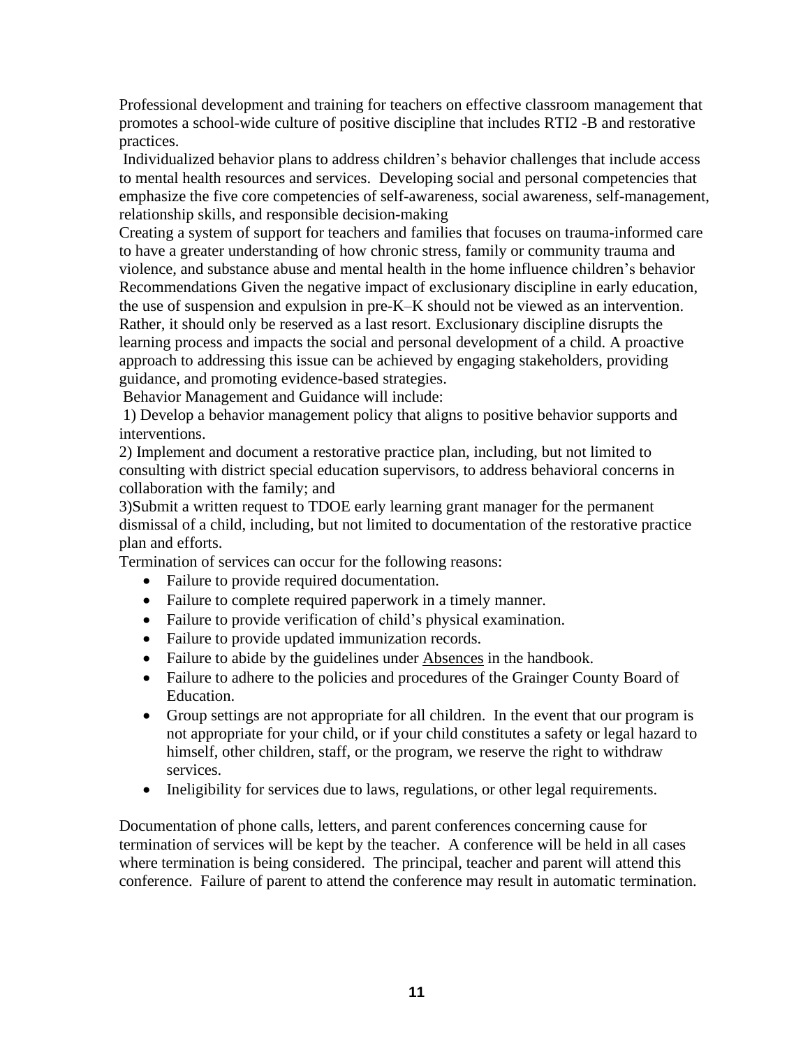Professional development and training for teachers on effective classroom management that promotes a school-wide culture of positive discipline that includes RTI2 -B and restorative practices.

Individualized behavior plans to address children's behavior challenges that include access to mental health resources and services. Developing social and personal competencies that emphasize the five core competencies of self-awareness, social awareness, self-management, relationship skills, and responsible decision-making

Creating a system of support for teachers and families that focuses on trauma-informed care to have a greater understanding of how chronic stress, family or community trauma and violence, and substance abuse and mental health in the home influence children's behavior Recommendations Given the negative impact of exclusionary discipline in early education, the use of suspension and expulsion in pre-K–K should not be viewed as an intervention. Rather, it should only be reserved as a last resort. Exclusionary discipline disrupts the learning process and impacts the social and personal development of a child. A proactive approach to addressing this issue can be achieved by engaging stakeholders, providing guidance, and promoting evidence-based strategies.

Behavior Management and Guidance will include:

1) Develop a behavior management policy that aligns to positive behavior supports and interventions.

2) Implement and document a restorative practice plan, including, but not limited to consulting with district special education supervisors, to address behavioral concerns in collaboration with the family; and

3)Submit a written request to TDOE early learning grant manager for the permanent dismissal of a child, including, but not limited to documentation of the restorative practice plan and efforts.

Termination of services can occur for the following reasons:

- Failure to provide required documentation.
- Failure to complete required paperwork in a timely manner.
- Failure to provide verification of child's physical examination.
- Failure to provide updated immunization records.
- Failure to abide by the guidelines under Absences in the handbook.
- Failure to adhere to the policies and procedures of the Grainger County Board of Education.
- Group settings are not appropriate for all children. In the event that our program is not appropriate for your child, or if your child constitutes a safety or legal hazard to himself, other children, staff, or the program, we reserve the right to withdraw services.
- Ineligibility for services due to laws, regulations, or other legal requirements.

Documentation of phone calls, letters, and parent conferences concerning cause for termination of services will be kept by the teacher. A conference will be held in all cases where termination is being considered. The principal, teacher and parent will attend this conference. Failure of parent to attend the conference may result in automatic termination.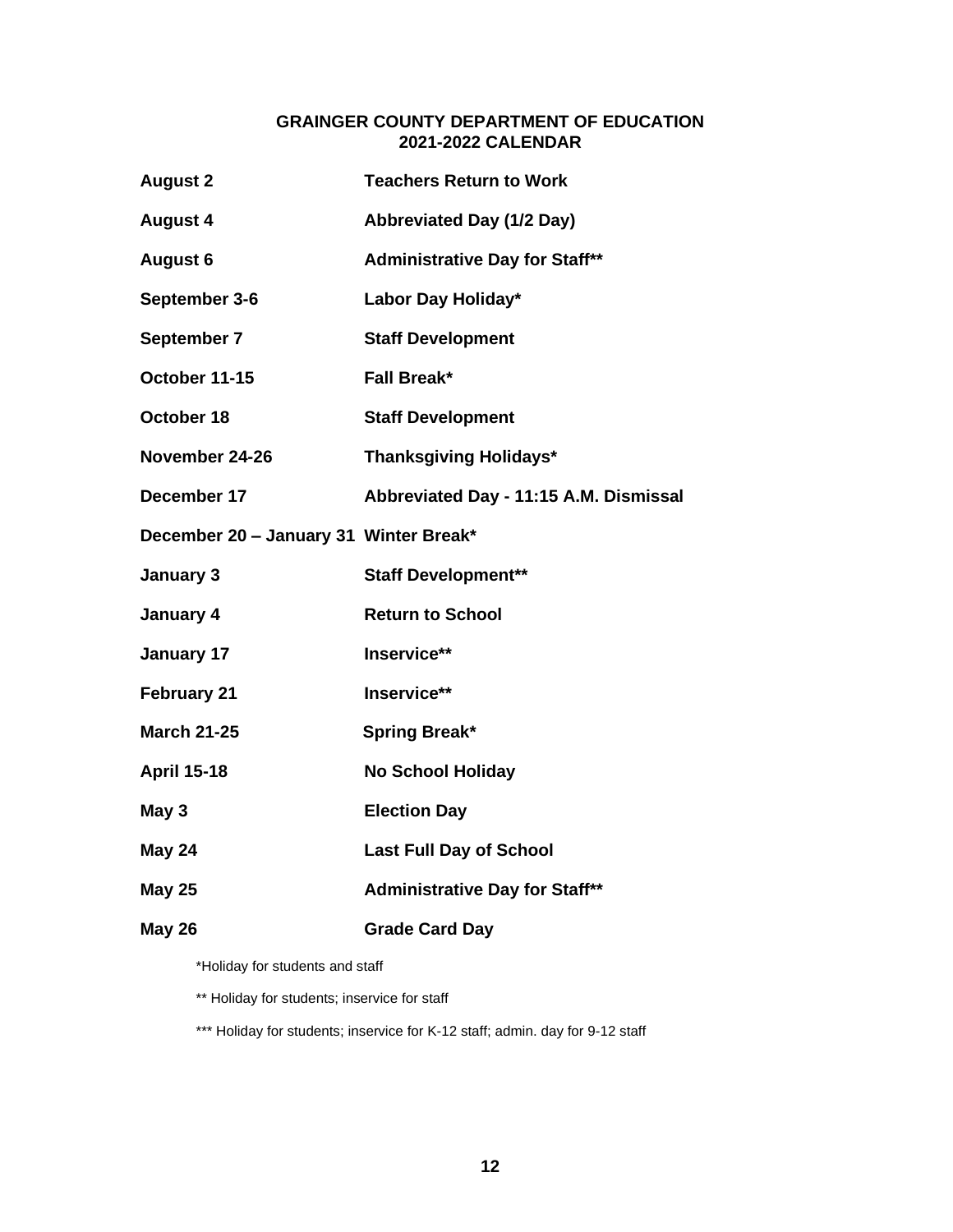**GRAINGER COUNTY DEPARTMENT OF EDUCATION**
**2021-2022 CALENDAR**

| | |
|---|---|
| **August 2** | **Teachers Return to Work** |
| **August 4** | **Abbreviated Day (1/2 Day)** |
| **August 6** | **Administrative Day for Staff**** |
| **September 3-6** | **Labor Day Holiday*** |
| **September 7** | **Staff Development** |
| **October 11-15** | **Fall Break*** |
| **October 18** | **Staff Development** |
| **November 24-26** | **Thanksgiving Holidays*** |
| **December 17** | **Abbreviated Day - 11:15 A.M. Dismissal** |
| **December 20 – January 31** | **Winter Break*** |
| **January 3** | **Staff Development**** |
| **January 4** | **Return to School** |
| **January 17** | **Inservice**** |
| **February 21** | **Inservice**** |
| **March 21-25** | **Spring Break*** |
| **April 15-18** | **No School Holiday** |
| **May 3** | **Election Day** |
| **May 24** | **Last Full Day of School** |
| **May 25** | **Administrative Day for Staff**** |
| **May 26** | **Grade Card Day** |

*Holiday for students and staff

** Holiday for students; inservice for staff

*** Holiday for students; inservice for K-12 staff; admin. day for 9-12 staff